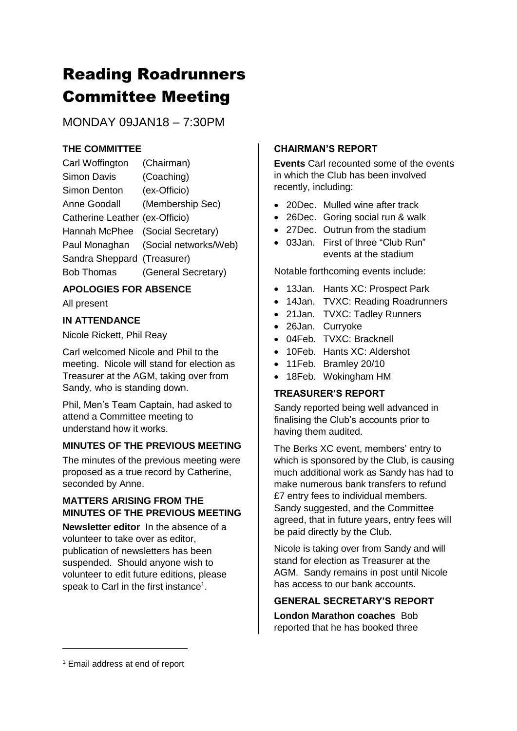# Reading Roadrunners Committee Meeting

MONDAY 09JAN18 – 7:30PM

### THE COMMITTEE

| | |
|---|---|
| Carl Woffington | (Chairman) |
| Simon Davis | (Coaching) |
| Simon Denton | (ex-Officio) |
| Anne Goodall | (Membership Sec) |
| Catherine Leather | (ex-Officio) |
| Hannah McPhee | (Social Secretary) |
| Paul Monaghan | (Social networks/Web) |
| Sandra Sheppard | (Treasurer) |
| Bob Thomas | (General Secretary) |

### APOLOGIES FOR ABSENCE

All present

### IN ATTENDANCE

Nicole Rickett, Phil Reay

Carl welcomed Nicole and Phil to the meeting. Nicole will stand for election as Treasurer at the AGM, taking over from Sandy, who is standing down.

Phil, Men's Team Captain, had asked to attend a Committee meeting to understand how it works.

### MINUTES OF THE PREVIOUS MEETING

The minutes of the previous meeting were proposed as a true record by Catherine, seconded by Anne.

### MATTERS ARISING FROM THE MINUTES OF THE PREVIOUS MEETING

**Newsletter editor** In the absence of a volunteer to take over as editor, publication of newsletters has been suspended. Should anyone wish to volunteer to edit future editions, please speak to Carl in the first instance[1].

### CHAIRMAN'S REPORT

**Events** Carl recounted some of the events in which the Club has been involved recently, including:

- 20Dec. Mulled wine after track
- 26Dec. Goring social run & walk
- 27Dec. Outrun from the stadium
- 03Jan. First of three "Club Run" events at the stadium

Notable forthcoming events include:

- 13Jan. Hants XC: Prospect Park
- 14Jan. TVXC: Reading Roadrunners
- 21Jan. TVXC: Tadley Runners
- 26Jan. Curryoke
- 04Feb. TVXC: Bracknell
- 10Feb. Hants XC: Aldershot
- 11Feb. Bramley 20/10
- 18Feb. Wokingham HM

### TREASURER'S REPORT

Sandy reported being well advanced in finalising the Club's accounts prior to having them audited.

The Berks XC event, members' entry to which is sponsored by the Club, is causing much additional work as Sandy has had to make numerous bank transfers to refund £7 entry fees to individual members. Sandy suggested, and the Committee agreed, that in future years, entry fees will be paid directly by the Club.

Nicole is taking over from Sandy and will stand for election as Treasurer at the AGM. Sandy remains in post until Nicole has access to our bank accounts.

### GENERAL SECRETARY'S REPORT

**London Marathon coaches** Bob reported that he has booked three

[1] Email address at end of report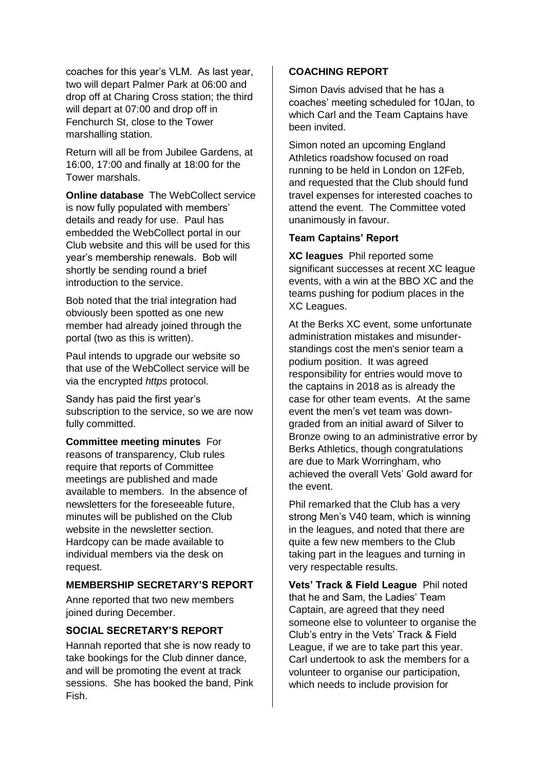coaches for this year's VLM. As last year, two will depart Palmer Park at 06:00 and drop off at Charing Cross station; the third will depart at 07:00 and drop off in Fenchurch St, close to the Tower marshalling station.

Return will all be from Jubilee Gardens, at 16:00, 17:00 and finally at 18:00 for the Tower marshals.

**Online database** The WebCollect service is now fully populated with members' details and ready for use. Paul has embedded the WebCollect portal in our Club website and this will be used for this year's membership renewals. Bob will shortly be sending round a brief introduction to the service.

Bob noted that the trial integration had obviously been spotted as one new member had already joined through the portal (two as this is written).

Paul intends to upgrade our website so that use of the WebCollect service will be via the encrypted *https* protocol.

Sandy has paid the first year's subscription to the service, so we are now fully committed.

**Committee meeting minutes** For reasons of transparency, Club rules require that reports of Committee meetings are published and made available to members. In the absence of newsletters for the foreseeable future, minutes will be published on the Club website in the newsletter section. Hardcopy can be made available to individual members via the desk on request.

## MEMBERSHIP SECRETARY'S REPORT

Anne reported that two new members joined during December.

## SOCIAL SECRETARY'S REPORT

Hannah reported that she is now ready to take bookings for the Club dinner dance, and will be promoting the event at track sessions. She has booked the band, Pink Fish.

## COACHING REPORT

Simon Davis advised that he has a coaches' meeting scheduled for 10Jan, to which Carl and the Team Captains have been invited.

Simon noted an upcoming England Athletics roadshow focused on road running to be held in London on 12Feb, and requested that the Club should fund travel expenses for interested coaches to attend the event. The Committee voted unanimously in favour.

### Team Captains' Report

**XC leagues** Phil reported some significant successes at recent XC league events, with a win at the BBO XC and the teams pushing for podium places in the XC Leagues.

At the Berks XC event, some unfortunate administration mistakes and misunderstandings cost the men's senior team a podium position. It was agreed responsibility for entries would move to the captains in 2018 as is already the case for other team events. At the same event the men's vet team was downgraded from an initial award of Silver to Bronze owing to an administrative error by Berks Athletics, though congratulations are due to Mark Worringham, who achieved the overall Vets' Gold award for the event.

Phil remarked that the Club has a very strong Men's V40 team, which is winning in the leagues, and noted that there are quite a few new members to the Club taking part in the leagues and turning in very respectable results.

**Vets' Track & Field League** Phil noted that he and Sam, the Ladies' Team Captain, are agreed that they need someone else to volunteer to organise the Club's entry in the Vets' Track & Field League, if we are to take part this year. Carl undertook to ask the members for a volunteer to organise our participation, which needs to include provision for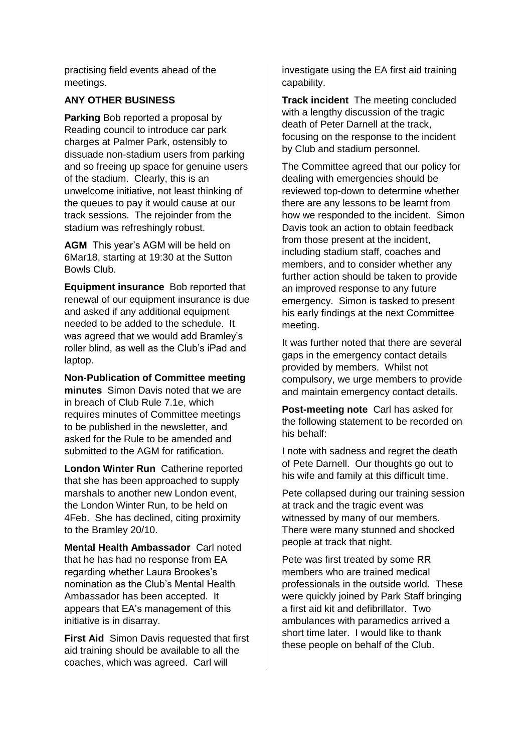practising field events ahead of the meetings.

**ANY OTHER BUSINESS**

**Parking** Bob reported a proposal by Reading council to introduce car park charges at Palmer Park, ostensibly to dissuade non-stadium users from parking and so freeing up space for genuine users of the stadium. Clearly, this is an unwelcome initiative, not least thinking of the queues to pay it would cause at our track sessions. The rejoinder from the stadium was refreshingly robust.

**AGM** This year's AGM will be held on 6Mar18, starting at 19:30 at the Sutton Bowls Club.

**Equipment insurance** Bob reported that renewal of our equipment insurance is due and asked if any additional equipment needed to be added to the schedule. It was agreed that we would add Bramley's roller blind, as well as the Club's iPad and laptop.

**Non-Publication of Committee meeting minutes** Simon Davis noted that we are in breach of Club Rule 7.1e, which requires minutes of Committee meetings to be published in the newsletter, and asked for the Rule to be amended and submitted to the AGM for ratification.

**London Winter Run** Catherine reported that she has been approached to supply marshals to another new London event, the London Winter Run, to be held on 4Feb. She has declined, citing proximity to the Bramley 20/10.

**Mental Health Ambassador** Carl noted that he has had no response from EA regarding whether Laura Brookes's nomination as the Club's Mental Health Ambassador has been accepted. It appears that EA's management of this initiative is in disarray.

**First Aid** Simon Davis requested that first aid training should be available to all the coaches, which was agreed. Carl will investigate using the EA first aid training capability.

**Track incident** The meeting concluded with a lengthy discussion of the tragic death of Peter Darnell at the track, focusing on the response to the incident by Club and stadium personnel.

The Committee agreed that our policy for dealing with emergencies should be reviewed top-down to determine whether there are any lessons to be learnt from how we responded to the incident. Simon Davis took an action to obtain feedback from those present at the incident, including stadium staff, coaches and members, and to consider whether any further action should be taken to provide an improved response to any future emergency. Simon is tasked to present his early findings at the next Committee meeting.

It was further noted that there are several gaps in the emergency contact details provided by members. Whilst not compulsory, we urge members to provide and maintain emergency contact details.

**Post-meeting note** Carl has asked for the following statement to be recorded on his behalf:

I note with sadness and regret the death of Pete Darnell. Our thoughts go out to his wife and family at this difficult time.

Pete collapsed during our training session at track and the tragic event was witnessed by many of our members. There were many stunned and shocked people at track that night.

Pete was first treated by some RR members who are trained medical professionals in the outside world. These were quickly joined by Park Staff bringing a first aid kit and defibrillator. Two ambulances with paramedics arrived a short time later. I would like to thank these people on behalf of the Club.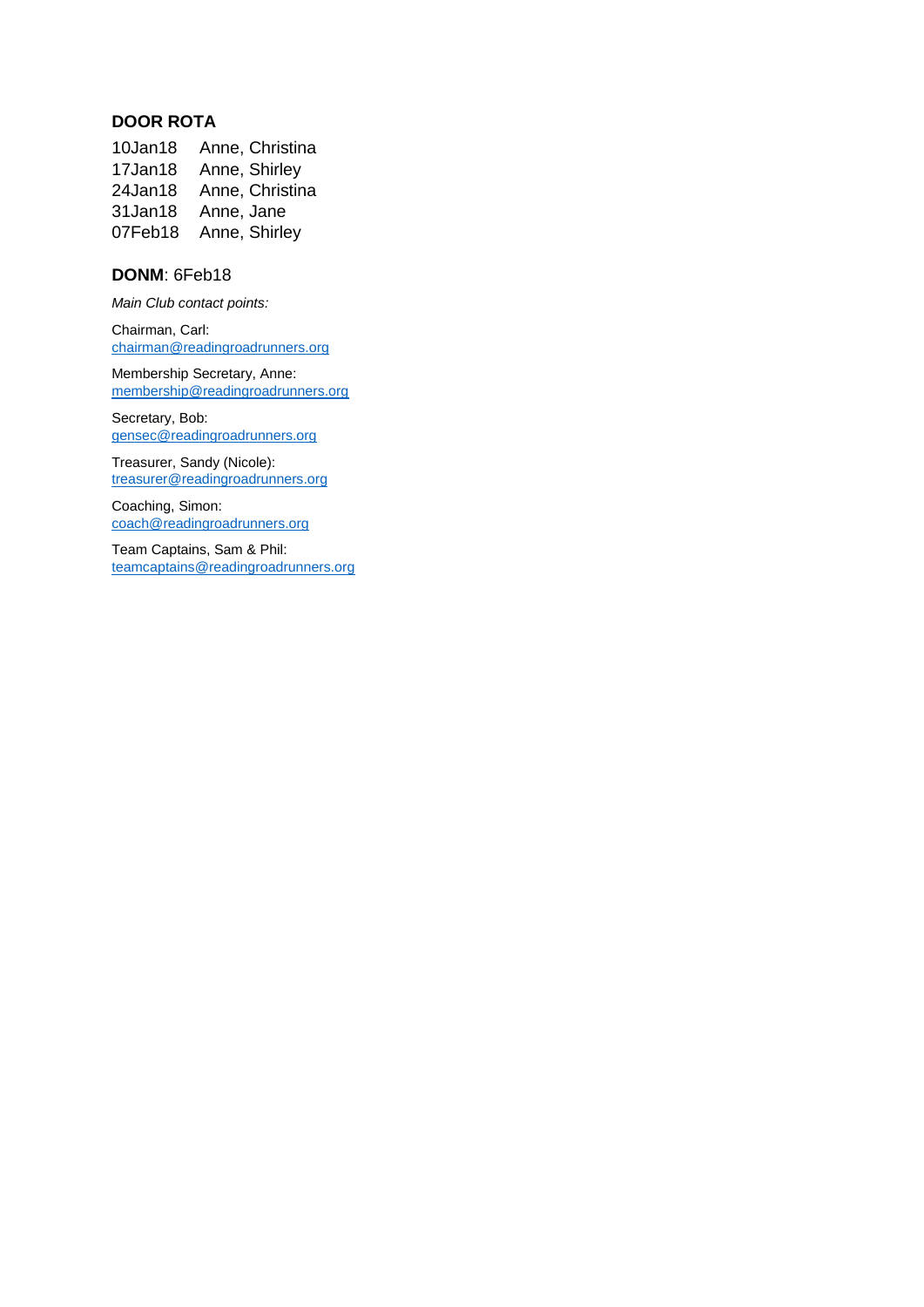### DOOR ROTA

| | |
|---|---|
| 10Jan18 | Anne, Christina |
| 17Jan18 | Anne, Shirley |
| 24Jan18 | Anne, Christina |
| 31Jan18 | Anne, Jane |
| 07Feb18 | Anne, Shirley |

**DONM**: 6Feb18

*Main Club contact points:*

Chairman, Carl:
chairman@readingroadrunners.org

Membership Secretary, Anne:
membership@readingroadrunners.org

Secretary, Bob:
gensec@readingroadrunners.org

Treasurer, Sandy (Nicole):
treasurer@readingroadrunners.org

Coaching, Simon:
coach@readingroadrunners.org

Team Captains, Sam & Phil:
teamcaptains@readingroadrunners.org